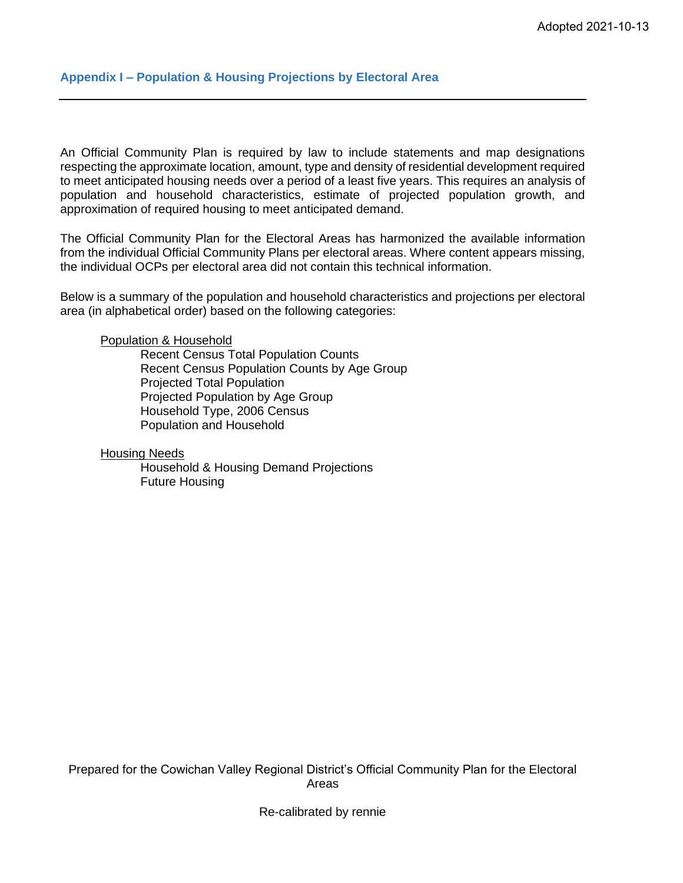## Appendix I – Population & Housing Projections by Electoral Area

An Official Community Plan is required by law to include statements and map designations respecting the approximate location, amount, type and density of residential development required to meet anticipated housing needs over a period of a least five years. This requires an analysis of population and household characteristics, estimate of projected population growth, and approximation of required housing to meet anticipated demand.

The Official Community Plan for the Electoral Areas has harmonized the available information from the individual Official Community Plans per electoral areas. Where content appears missing, the individual OCPs per electoral area did not contain this technical information.

Below is a summary of the population and household characteristics and projections per electoral area (in alphabetical order) based on the following categories:

<u>Population & Household</u>
- Recent Census Total Population Counts
- Recent Census Population Counts by Age Group
- Projected Total Population
- Projected Population by Age Group
- Household Type, 2006 Census
- Population and Household

<u>Housing Needs</u>
- Household & Housing Demand Projections
- Future Housing

Prepared for the Cowichan Valley Regional District's Official Community Plan for the Electoral Areas

Re-calibrated by rennie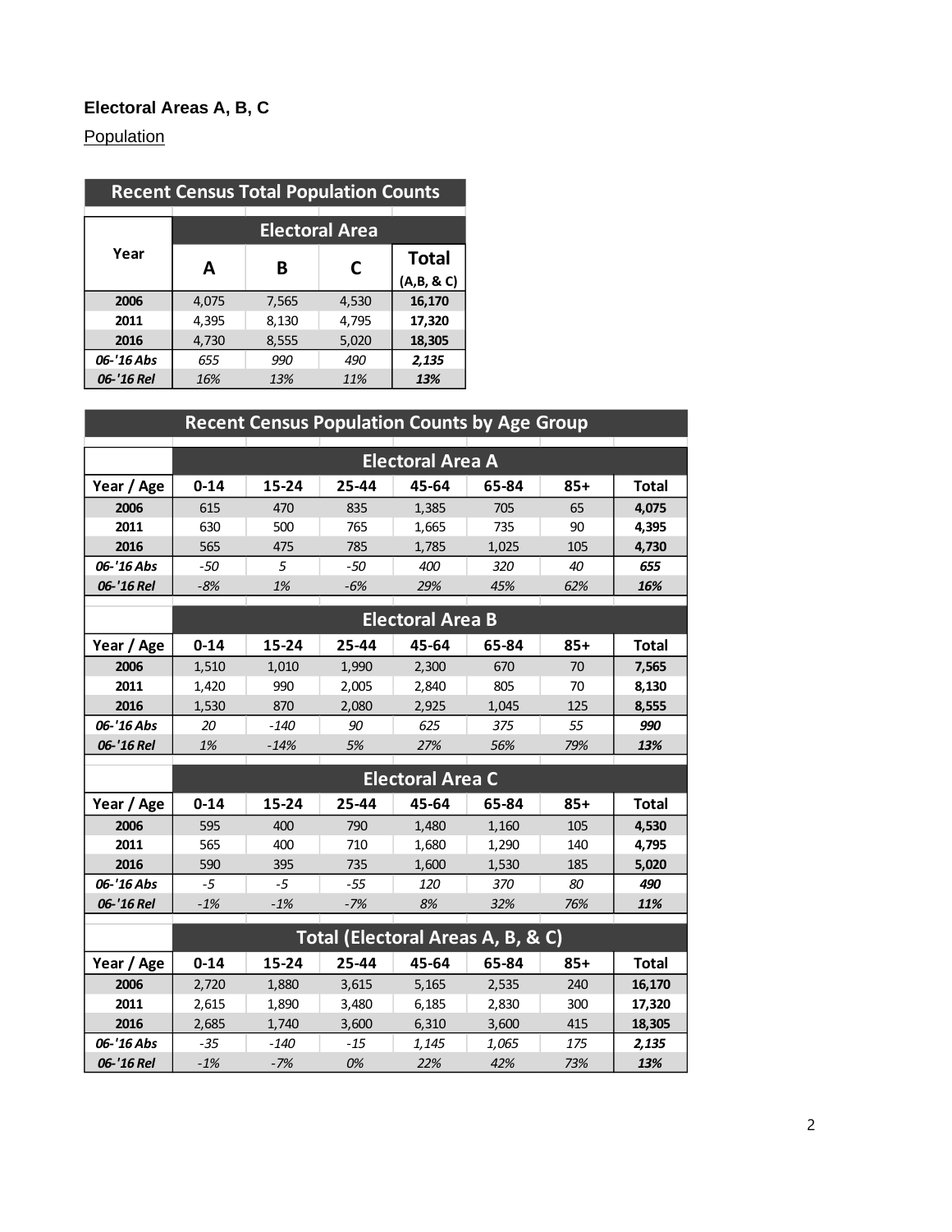### Electoral Areas A, B, C

Population

**Recent Census Total Population Counts**

| Year | Electoral Area | | | |
|---|---|---|---|---|
| | A | B | C | Total (A,B, & C) |
| 2006 | 4,075 | 7,565 | 4,530 | **16,170** |
| 2011 | 4,395 | 8,130 | 4,795 | **17,320** |
| 2016 | 4,730 | 8,555 | 5,020 | **18,305** |
| *06-'16 Abs* | *655* | *990* | *490* | ***2,135*** |
| *06-'16 Rel* | *16%* | *13%* | *11%* | ***13%*** |

**Recent Census Population Counts by Age Group**

| | Electoral Area A | | | | | | |
|---|---|---|---|---|---|---|---|
| Year / Age | 0-14 | 15-24 | 25-44 | 45-64 | 65-84 | 85+ | Total |
| 2006 | 615 | 470 | 835 | 1,385 | 705 | 65 | **4,075** |
| 2011 | 630 | 500 | 765 | 1,665 | 735 | 90 | **4,395** |
| 2016 | 565 | 475 | 785 | 1,785 | 1,025 | 105 | **4,730** |
| *06-'16 Abs* | *-50* | *5* | *-50* | *400* | *320* | *40* | ***655*** |
| *06-'16 Rel* | *-8%* | *1%* | *-6%* | *29%* | *45%* | *62%* | ***16%*** |
| | **Electoral Area B** | | | | | | |
| Year / Age | 0-14 | 15-24 | 25-44 | 45-64 | 65-84 | 85+ | Total |
| 2006 | 1,510 | 1,010 | 1,990 | 2,300 | 670 | 70 | **7,565** |
| 2011 | 1,420 | 990 | 2,005 | 2,840 | 805 | 70 | **8,130** |
| 2016 | 1,530 | 870 | 2,080 | 2,925 | 1,045 | 125 | **8,555** |
| *06-'16 Abs* | *20* | *-140* | *90* | *625* | *375* | *55* | ***990*** |
| *06-'16 Rel* | *1%* | *-14%* | *5%* | *27%* | *56%* | *79%* | ***13%*** |
| | **Electoral Area C** | | | | | | |
| Year / Age | 0-14 | 15-24 | 25-44 | 45-64 | 65-84 | 85+ | Total |
| 2006 | 595 | 400 | 790 | 1,480 | 1,160 | 105 | **4,530** |
| 2011 | 565 | 400 | 710 | 1,680 | 1,290 | 140 | **4,795** |
| 2016 | 590 | 395 | 735 | 1,600 | 1,530 | 185 | **5,020** |
| *06-'16 Abs* | *-5* | *-5* | *-55* | *120* | *370* | *80* | ***490*** |
| *06-'16 Rel* | *-1%* | *-1%* | *-7%* | *8%* | *32%* | *76%* | ***11%*** |
| | **Total (Electoral Areas A, B, & C)** | | | | | | |
| Year / Age | 0-14 | 15-24 | 25-44 | 45-64 | 65-84 | 85+ | Total |
| 2006 | 2,720 | 1,880 | 3,615 | 5,165 | 2,535 | 240 | **16,170** |
| 2011 | 2,615 | 1,890 | 3,480 | 6,185 | 2,830 | 300 | **17,320** |
| 2016 | 2,685 | 1,740 | 3,600 | 6,310 | 3,600 | 415 | **18,305** |
| *06-'16 Abs* | *-35* | *-140* | *-15* | *1,145* | *1,065* | *175* | ***2,135*** |
| *06-'16 Rel* | *-1%* | *-7%* | *0%* | *22%* | *42%* | *73%* | ***13%*** |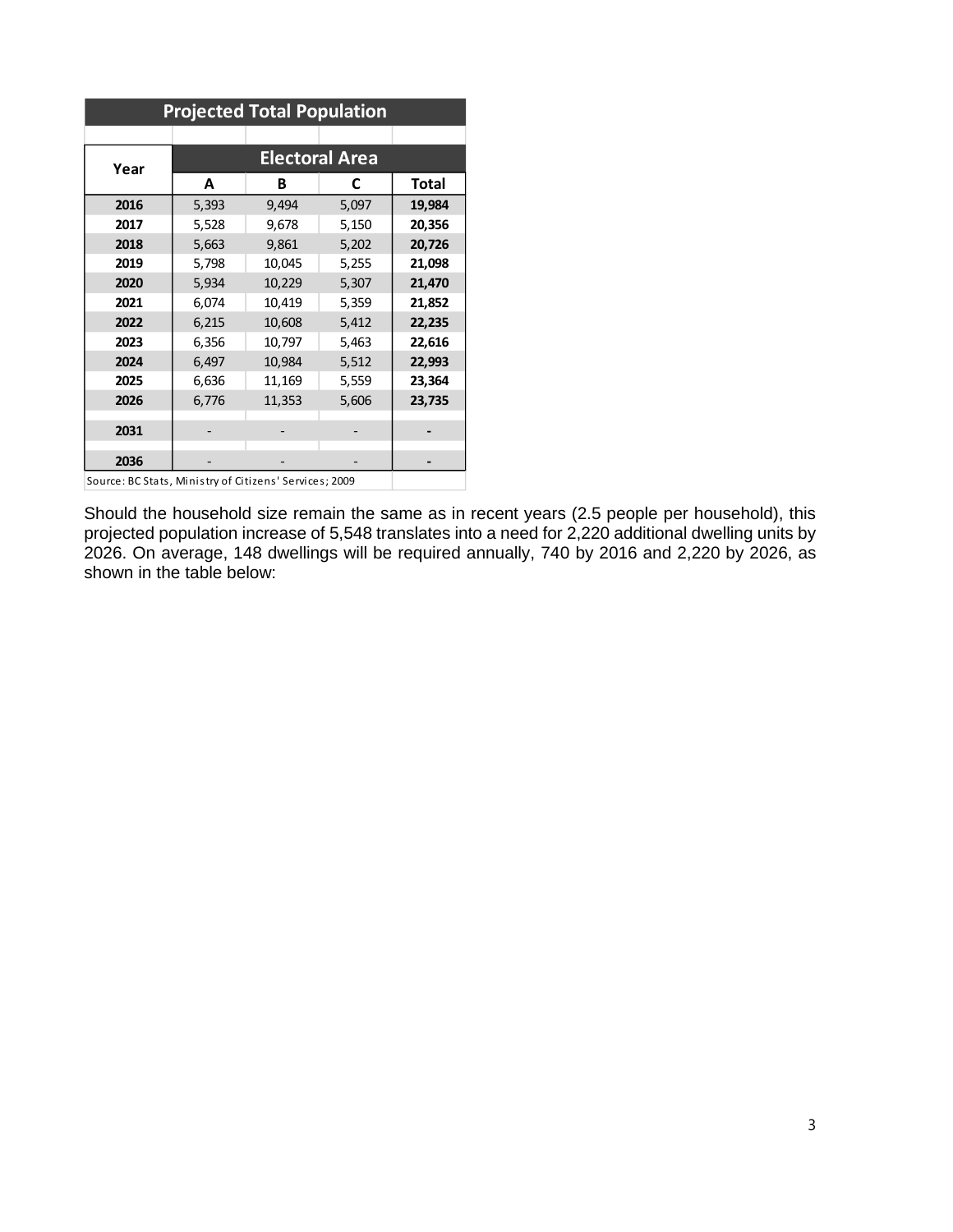| Projected Total Population | | | | |
|---|---|---|---|---|
| Year | Electoral Area | | | |
| | A | B | C | Total |
| **2016** | 5,393 | 9,494 | 5,097 | **19,984** |
| **2017** | 5,528 | 9,678 | 5,150 | **20,356** |
| **2018** | 5,663 | 9,861 | 5,202 | **20,726** |
| **2019** | 5,798 | 10,045 | 5,255 | **21,098** |
| **2020** | 5,934 | 10,229 | 5,307 | **21,470** |
| **2021** | 6,074 | 10,419 | 5,359 | **21,852** |
| **2022** | 6,215 | 10,608 | 5,412 | **22,235** |
| **2023** | 6,356 | 10,797 | 5,463 | **22,616** |
| **2024** | 6,497 | 10,984 | 5,512 | **22,993** |
| **2025** | 6,636 | 11,169 | 5,559 | **23,364** |
| **2026** | 6,776 | 11,353 | 5,606 | **23,735** |
| **2031** | - | - | - | **-** |
| **2036** | - | - | - | **-** |

Source: BC Stats, Ministry of Citizens' Services; 2009

Should the household size remain the same as in recent years (2.5 people per household), this projected population increase of 5,548 translates into a need for 2,220 additional dwelling units by 2026. On average, 148 dwellings will be required annually, 740 by 2016 and 2,220 by 2026, as shown in the table below: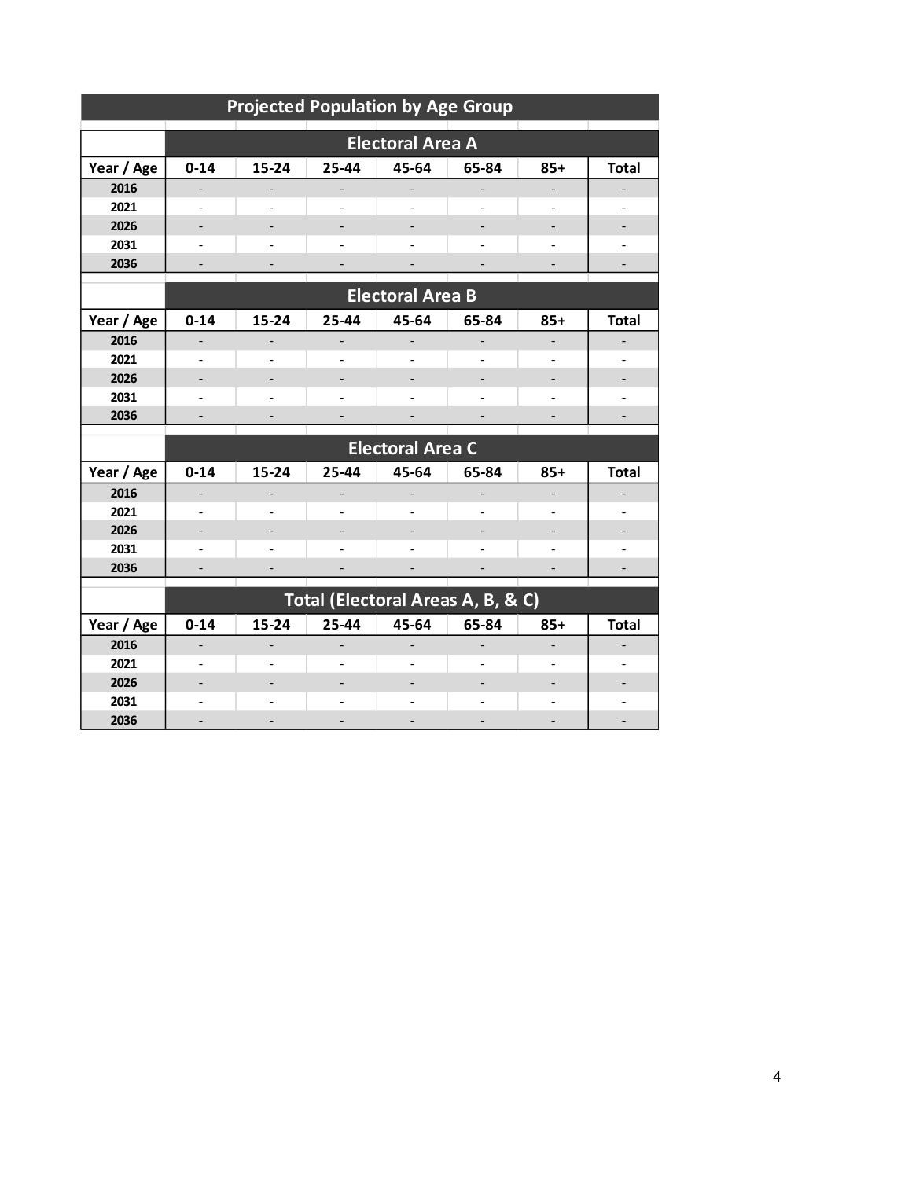## Projected Population by Age Group

| | Electoral Area A | | | | | |
|---|---|---|---|---|---|---|
| **Year / Age** | **0-14** | **15-24** | **25-44** | **45-64** | **65-84** | **85+** | **Total** |
| **2016** | - | - | - | - | - | - | - |
| **2021** | - | - | - | - | - | - | - |
| **2026** | - | - | - | - | - | - | - |
| **2031** | - | - | - | - | - | - | - |
| **2036** | - | - | - | - | - | - | - |

| | Electoral Area B | | | | | | |
|---|---|---|---|---|---|---|---|
| **Year / Age** | **0-14** | **15-24** | **25-44** | **45-64** | **65-84** | **85+** | **Total** |
| **2016** | - | - | - | - | - | - | - |
| **2021** | - | - | - | - | - | - | - |
| **2026** | - | - | - | - | - | - | - |
| **2031** | - | - | - | - | - | - | - |
| **2036** | - | - | - | - | - | - | - |

| | Electoral Area C | | | | | | |
|---|---|---|---|---|---|---|---|
| **Year / Age** | **0-14** | **15-24** | **25-44** | **45-64** | **65-84** | **85+** | **Total** |
| **2016** | - | - | - | - | - | - | - |
| **2021** | - | - | - | - | - | - | - |
| **2026** | - | - | - | - | - | - | - |
| **2031** | - | - | - | - | - | - | - |
| **2036** | - | - | - | - | - | - | - |

| | Total (Electoral Areas A, B, & C) | | | | | | |
|---|---|---|---|---|---|---|---|
| **Year / Age** | **0-14** | **15-24** | **25-44** | **45-64** | **65-84** | **85+** | **Total** |
| **2016** | - | - | - | - | - | - | - |
| **2021** | - | - | - | - | - | - | - |
| **2026** | - | - | - | - | - | - | - |
| **2031** | - | - | - | - | - | - | - |
| **2036** | - | - | - | - | - | - | - |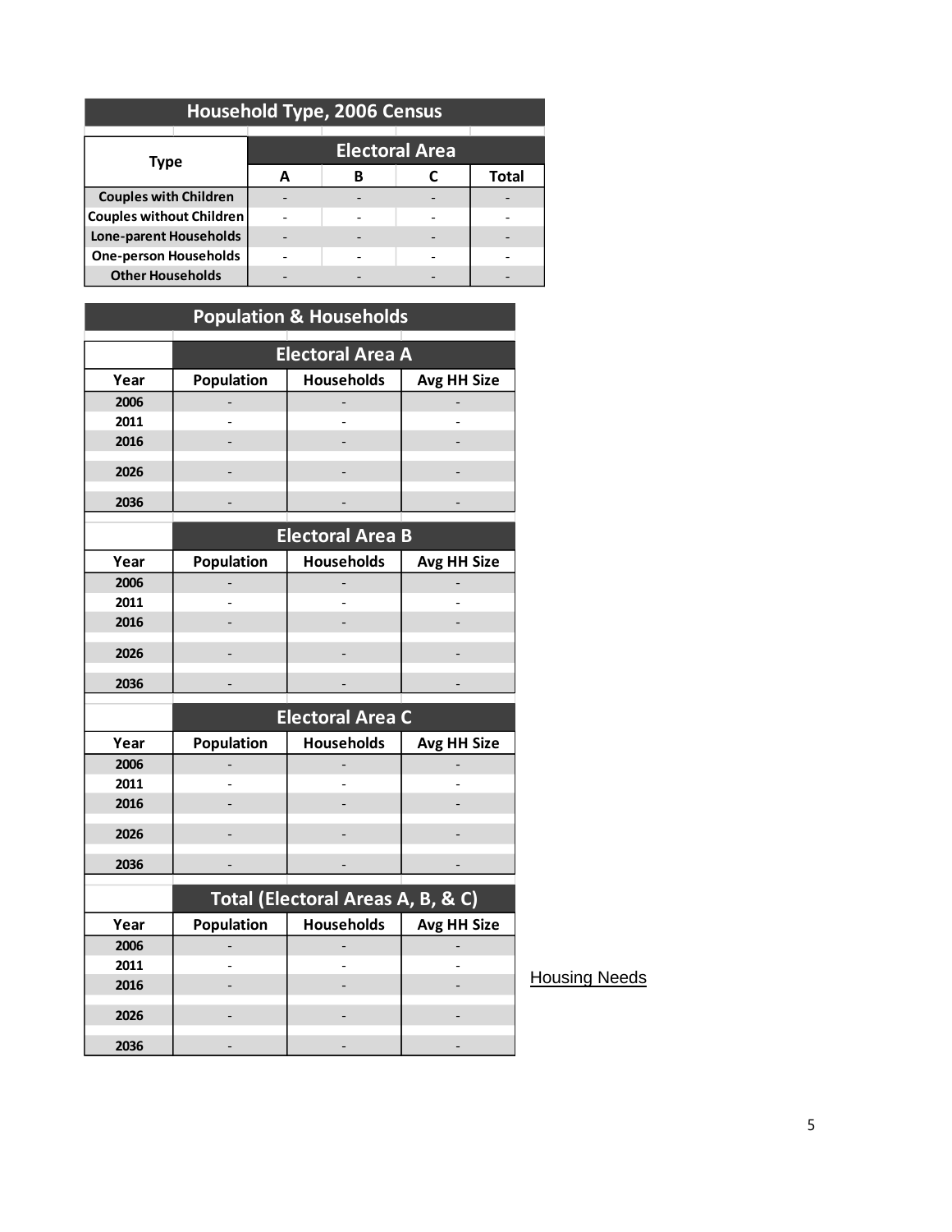### Household Type, 2006 Census

| Type | Electoral Area | | | |
|---|---|---|---|---|
| | A | B | C | Total |
| Couples with Children | - | - | - | - |
| Couples without Children | - | - | - | - |
| Lone-parent Households | - | - | - | - |
| One-person Households | - | - | - | - |
| Other Households | - | - | - | - |

### Population & Households

| | Electoral Area A | | |
|---|---|---|---|
| Year | Population | Households | Avg HH Size |
| 2006 | - | - | - |
| 2011 | - | - | - |
| 2016 | - | - | - |
| 2026 | - | - | - |
| 2036 | - | - | - |

| | Electoral Area B | | |
|---|---|---|---|
| Year | Population | Households | Avg HH Size |
| 2006 | - | - | - |
| 2011 | - | - | - |
| 2016 | - | - | - |
| 2026 | - | - | - |
| 2036 | - | - | - |

| | Electoral Area C | | |
|---|---|---|---|
| Year | Population | Households | Avg HH Size |
| 2006 | - | - | - |
| 2011 | - | - | - |
| 2016 | - | - | - |
| 2026 | - | - | - |
| 2036 | - | - | - |

| | Total (Electoral Areas A, B, & C) | | |
|---|---|---|---|
| Year | Population | Households | Avg HH Size |
| 2006 | - | - | - |
| 2011 | - | - | - |
| 2016 | - | - | - |
| 2026 | - | - | - |
| 2036 | - | - | - |

Housing Needs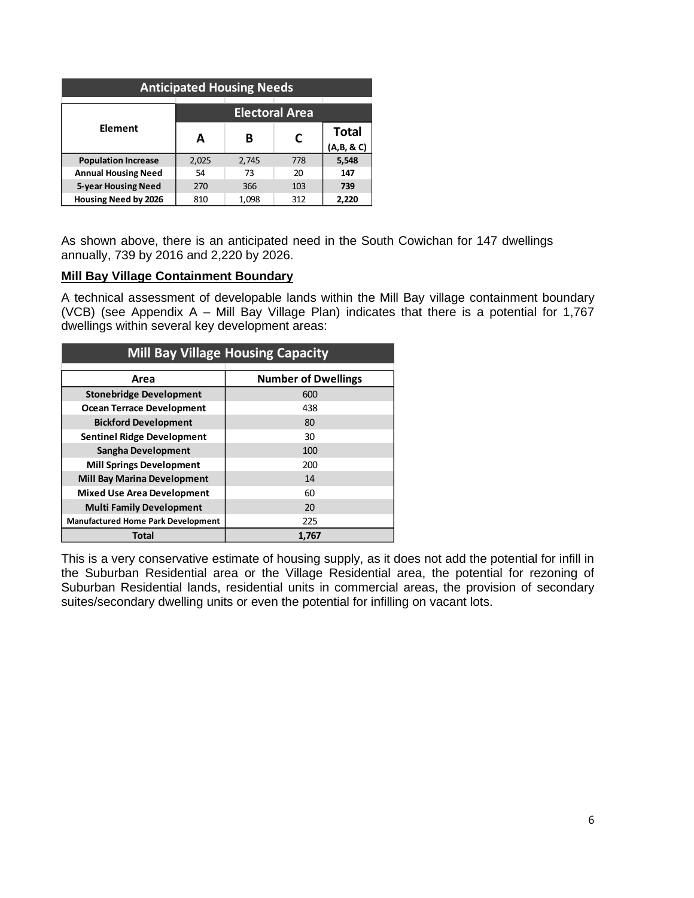| Anticipated Housing Needs | | | | |
|---|---|---|---|---|
| Element | Electoral Area | | | |
| | A | B | C | Total (A,B, & C) |
| Population Increase | 2,025 | 2,745 | 778 | **5,548** |
| Annual Housing Need | 54 | 73 | 20 | **147** |
| 5-year Housing Need | 270 | 366 | 103 | **739** |
| Housing Need by 2026 | 810 | 1,098 | 312 | **2,220** |

As shown above, there is an anticipated need in the South Cowichan for 147 dwellings annually, 739 by 2016 and 2,220 by 2026.

**Mill Bay Village Containment Boundary**

A technical assessment of developable lands within the Mill Bay village containment boundary (VCB) (see Appendix A – Mill Bay Village Plan) indicates that there is a potential for 1,767 dwellings within several key development areas:

| Mill Bay Village Housing Capacity | |
|---|---|
| Area | Number of Dwellings |
| Stonebridge Development | 600 |
| Ocean Terrace Development | 438 |
| Bickford Development | 80 |
| Sentinel Ridge Development | 30 |
| Sangha Development | 100 |
| Mill Springs Development | 200 |
| Mill Bay Marina Development | 14 |
| Mixed Use Area Development | 60 |
| Multi Family Development | 20 |
| Manufactured Home Park Development | 225 |
| **Total** | **1,767** |

This is a very conservative estimate of housing supply, as it does not add the potential for infill in the Suburban Residential area or the Village Residential area, the potential for rezoning of Suburban Residential lands, residential units in commercial areas, the provision of secondary suites/secondary dwelling units or even the potential for infilling on vacant lots.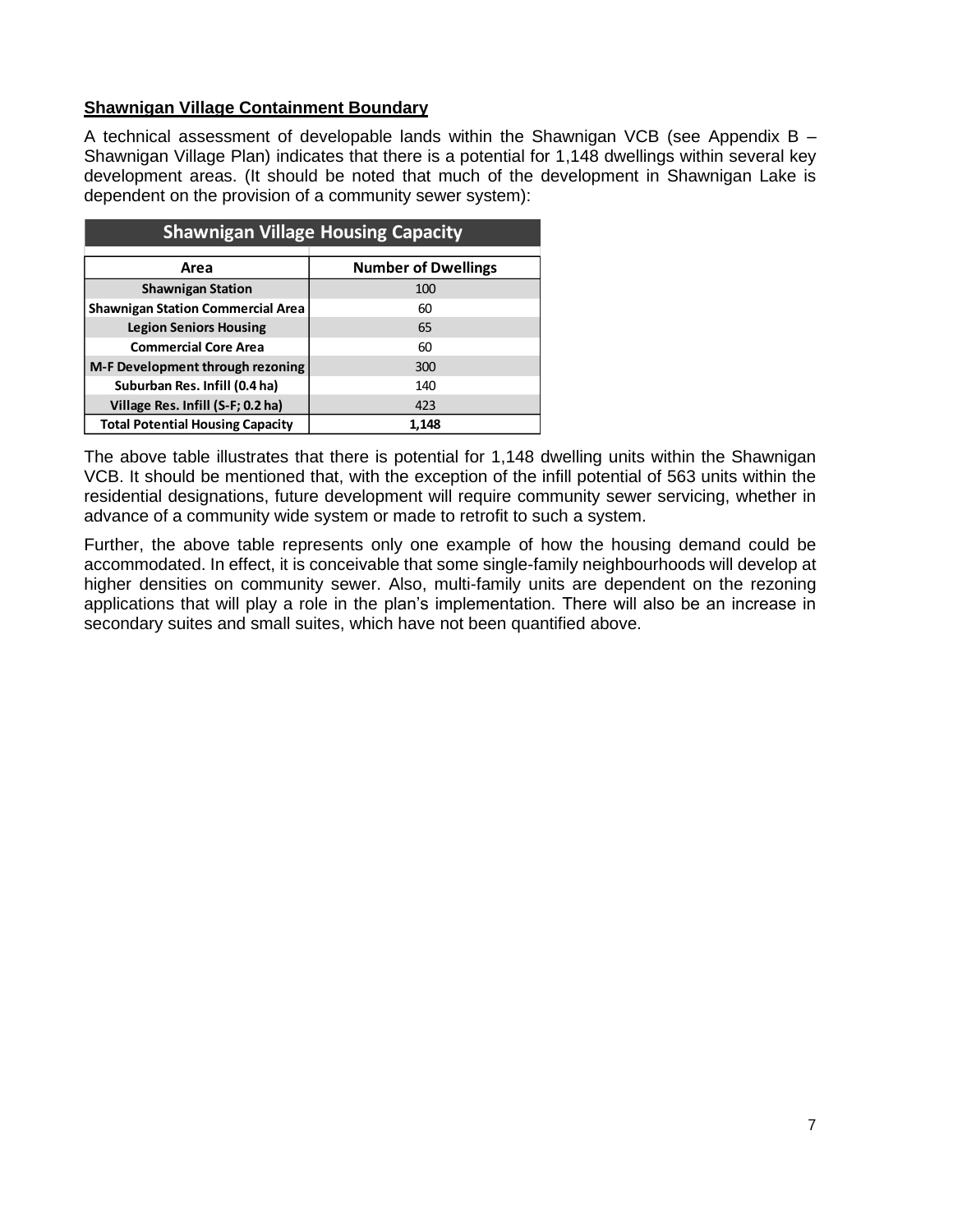**Shawnigan Village Containment Boundary**

A technical assessment of developable lands within the Shawnigan VCB (see Appendix B – Shawnigan Village Plan) indicates that there is a potential for 1,148 dwellings within several key development areas. (It should be noted that much of the development in Shawnigan Lake is dependent on the provision of a community sewer system):

| Shawnigan Village Housing Capacity | |
|---|---|
| **Area** | **Number of Dwellings** |
| **Shawnigan Station** | 100 |
| **Shawnigan Station Commercial Area** | 60 |
| **Legion Seniors Housing** | 65 |
| **Commercial Core Area** | 60 |
| **M-F Development through rezoning** | 300 |
| **Suburban Res. Infill (0.4 ha)** | 140 |
| **Village Res. Infill (S-F; 0.2 ha)** | 423 |
| **Total Potential Housing Capacity** | **1,148** |

The above table illustrates that there is potential for 1,148 dwelling units within the Shawnigan VCB. It should be mentioned that, with the exception of the infill potential of 563 units within the residential designations, future development will require community sewer servicing, whether in advance of a community wide system or made to retrofit to such a system.

Further, the above table represents only one example of how the housing demand could be accommodated. In effect, it is conceivable that some single-family neighbourhoods will develop at higher densities on community sewer. Also, multi-family units are dependent on the rezoning applications that will play a role in the plan's implementation. There will also be an increase in secondary suites and small suites, which have not been quantified above.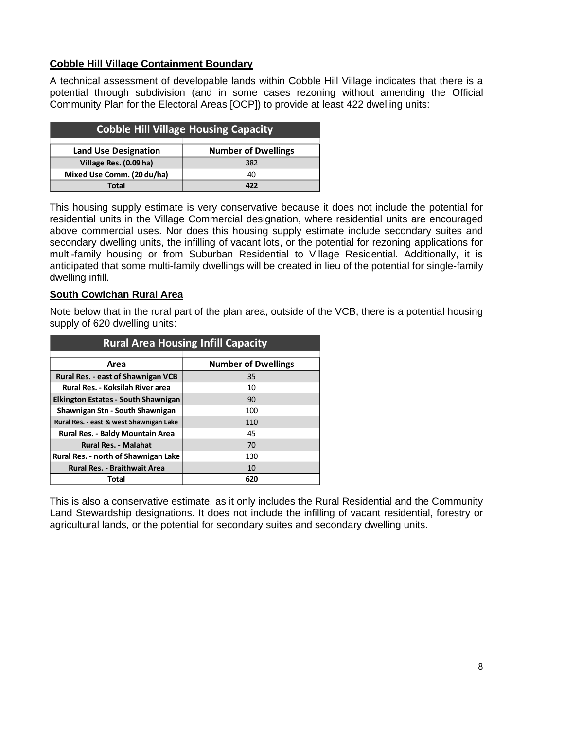**Cobble Hill Village Containment Boundary**

A technical assessment of developable lands within Cobble Hill Village indicates that there is a potential through subdivision (and in some cases rezoning without amending the Official Community Plan for the Electoral Areas [OCP]) to provide at least 422 dwelling units:

**Cobble Hill Village Housing Capacity**

| Land Use Designation | Number of Dwellings |
|---|---|
| Village Res. (0.09 ha) | 382 |
| Mixed Use Comm. (20 du/ha) | 40 |
| **Total** | **422** |

This housing supply estimate is very conservative because it does not include the potential for residential units in the Village Commercial designation, where residential units are encouraged above commercial uses. Nor does this housing supply estimate include secondary suites and secondary dwelling units, the infilling of vacant lots, or the potential for rezoning applications for multi-family housing or from Suburban Residential to Village Residential. Additionally, it is anticipated that some multi-family dwellings will be created in lieu of the potential for single-family dwelling infill.

**South Cowichan Rural Area**

Note below that in the rural part of the plan area, outside of the VCB, there is a potential housing supply of 620 dwelling units:

**Rural Area Housing Infill Capacity**

| Area | Number of Dwellings |
|---|---|
| Rural Res. - east of Shawnigan VCB | 35 |
| Rural Res. - Koksilah River area | 10 |
| Elkington Estates - South Shawnigan | 90 |
| Shawnigan Stn - South Shawnigan | 100 |
| Rural Res. - east & west Shawnigan Lake | 110 |
| Rural Res. - Baldy Mountain Area | 45 |
| Rural Res. - Malahat | 70 |
| Rural Res. - north of Shawnigan Lake | 130 |
| Rural Res. - Braithwait Area | 10 |
| **Total** | **620** |

This is also a conservative estimate, as it only includes the Rural Residential and the Community Land Stewardship designations. It does not include the infilling of vacant residential, forestry or agricultural lands, or the potential for secondary suites and secondary dwelling units.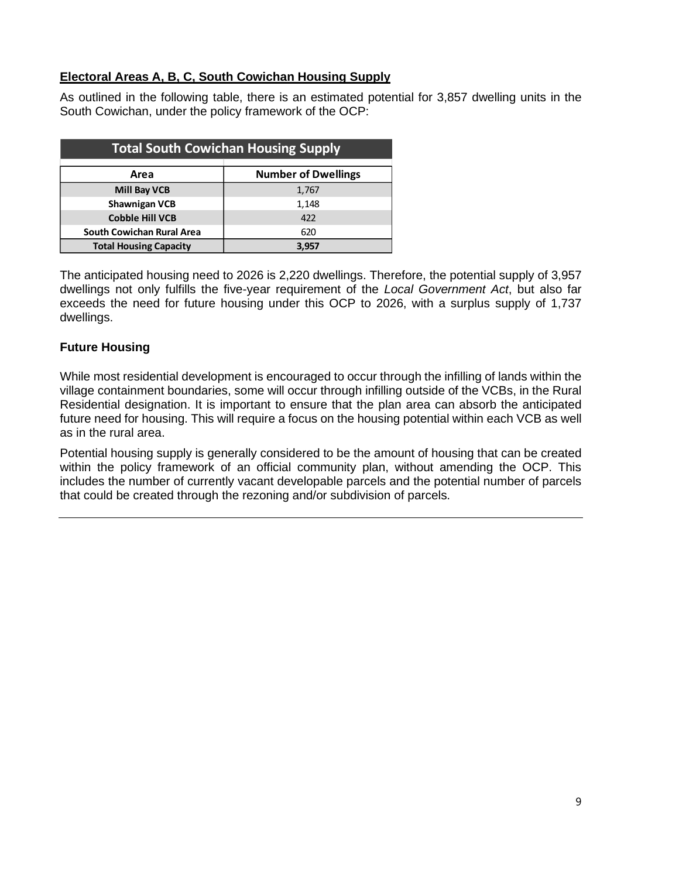**Electoral Areas A, B, C, South Cowichan Housing Supply**

As outlined in the following table, there is an estimated potential for 3,857 dwelling units in the South Cowichan, under the policy framework of the OCP:

| Total South Cowichan Housing Supply | |
|---|---|
| **Area** | **Number of Dwellings** |
| **Mill Bay VCB** | 1,767 |
| **Shawnigan VCB** | 1,148 |
| **Cobble Hill VCB** | 422 |
| **South Cowichan Rural Area** | 620 |
| **Total Housing Capacity** | **3,957** |

The anticipated housing need to 2026 is 2,220 dwellings. Therefore, the potential supply of 3,957 dwellings not only fulfills the five-year requirement of the *Local Government Act*, but also far exceeds the need for future housing under this OCP to 2026, with a surplus supply of 1,737 dwellings.

### Future Housing

While most residential development is encouraged to occur through the infilling of lands within the village containment boundaries, some will occur through infilling outside of the VCBs, in the Rural Residential designation. It is important to ensure that the plan area can absorb the anticipated future need for housing. This will require a focus on the housing potential within each VCB as well as in the rural area.

Potential housing supply is generally considered to be the amount of housing that can be created within the policy framework of an official community plan, without amending the OCP. This includes the number of currently vacant developable parcels and the potential number of parcels that could be created through the rezoning and/or subdivision of parcels.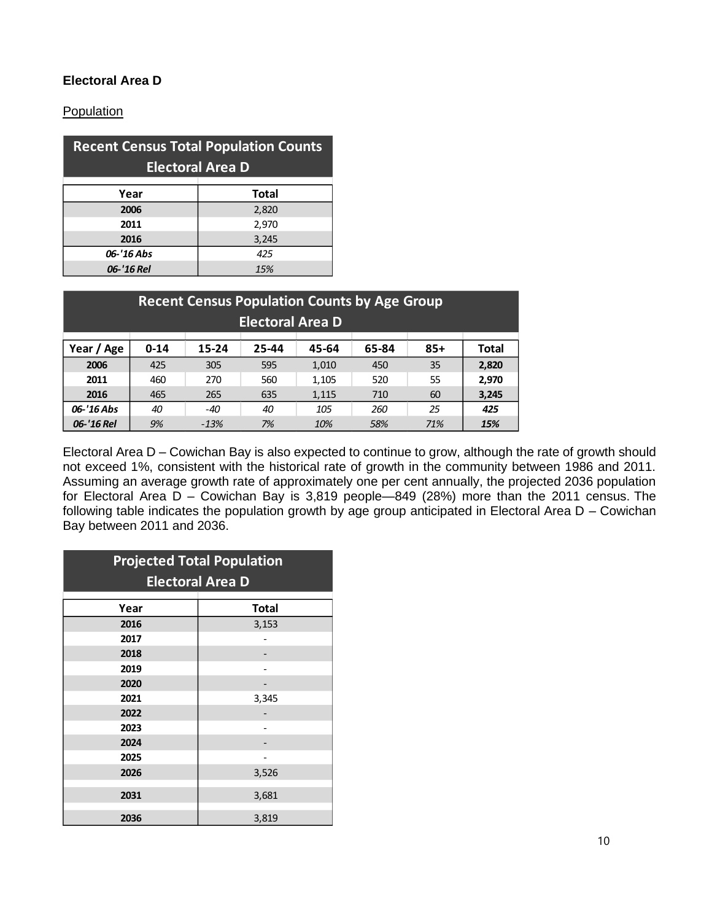**Electoral Area D**

Population

| Recent Census Total Population Counts Electoral Area D | |
|---|---|
| **Year** | **Total** |
| **2006** | 2,820 |
| **2011** | 2,970 |
| **2016** | 3,245 |
| ***06-'16 Abs*** | *425* |
| ***06-'16 Rel*** | *15%* |

| Recent Census Population Counts by Age Group Electoral Area D | | | | | | | |
|---|---|---|---|---|---|---|---|
| **Year / Age** | **0-14** | **15-24** | **25-44** | **45-64** | **65-84** | **85+** | **Total** |
| **2006** | 425 | 305 | 595 | 1,010 | 450 | 35 | **2,820** |
| **2011** | 460 | 270 | 560 | 1,105 | 520 | 55 | **2,970** |
| **2016** | 465 | 265 | 635 | 1,115 | 710 | 60 | **3,245** |
| ***06-'16 Abs*** | *40* | *-40* | *40* | *105* | *260* | *25* | ***425*** |
| ***06-'16 Rel*** | *9%* | *-13%* | *7%* | *10%* | *58%* | *71%* | ***15%*** |

Electoral Area D – Cowichan Bay is also expected to continue to grow, although the rate of growth should not exceed 1%, consistent with the historical rate of growth in the community between 1986 and 2011. Assuming an average growth rate of approximately one per cent annually, the projected 2036 population for Electoral Area D – Cowichan Bay is 3,819 people—849 (28%) more than the 2011 census. The following table indicates the population growth by age group anticipated in Electoral Area D – Cowichan Bay between 2011 and 2036.

| Projected Total Population Electoral Area D | |
|---|---|
| **Year** | **Total** |
| **2016** | 3,153 |
| **2017** | - |
| **2018** | - |
| **2019** | - |
| **2020** | - |
| **2021** | 3,345 |
| **2022** | - |
| **2023** | - |
| **2024** | - |
| **2025** | - |
| **2026** | 3,526 |
| **2031** | 3,681 |
| **2036** | 3,819 |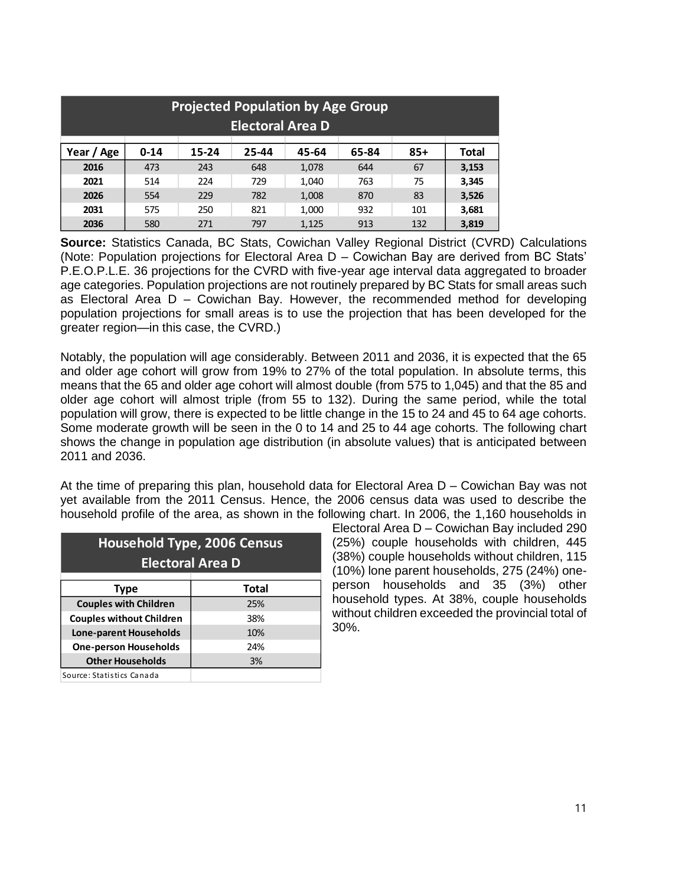| Projected Population by Age Group Electoral Area D | | | | | | | |
|---|---|---|---|---|---|---|---|
| **Year / Age** | **0-14** | **15-24** | **25-44** | **45-64** | **65-84** | **85+** | **Total** |
| **2016** | 473 | 243 | 648 | 1,078 | 644 | 67 | **3,153** |
| **2021** | 514 | 224 | 729 | 1,040 | 763 | 75 | **3,345** |
| **2026** | 554 | 229 | 782 | 1,008 | 870 | 83 | **3,526** |
| **2031** | 575 | 250 | 821 | 1,000 | 932 | 101 | **3,681** |
| **2036** | 580 | 271 | 797 | 1,125 | 913 | 132 | **3,819** |

**Source:** Statistics Canada, BC Stats, Cowichan Valley Regional District (CVRD) Calculations (Note: Population projections for Electoral Area D – Cowichan Bay are derived from BC Stats' P.E.O.P.L.E. 36 projections for the CVRD with five-year age interval data aggregated to broader age categories. Population projections are not routinely prepared by BC Stats for small areas such as Electoral Area D – Cowichan Bay. However, the recommended method for developing population projections for small areas is to use the projection that has been developed for the greater region—in this case, the CVRD.)

Notably, the population will age considerably. Between 2011 and 2036, it is expected that the 65 and older age cohort will grow from 19% to 27% of the total population. In absolute terms, this means that the 65 and older age cohort will almost double (from 575 to 1,045) and that the 85 and older age cohort will almost triple (from 55 to 132). During the same period, while the total population will grow, there is expected to be little change in the 15 to 24 and 45 to 64 age cohorts. Some moderate growth will be seen in the 0 to 14 and 25 to 44 age cohorts. The following chart shows the change in population age distribution (in absolute values) that is anticipated between 2011 and 2036.

At the time of preparing this plan, household data for Electoral Area D – Cowichan Bay was not yet available from the 2011 Census. Hence, the 2006 census data was used to describe the household profile of the area, as shown in the following chart. In 2006, the 1,160 households in Electoral Area D – Cowichan Bay included 290 (25%) couple households with children, 445 (38%) couple households without children, 115 (10%) lone parent households, 275 (24%) one-person households and 35 (3%) other household types. At 38%, couple households without children exceeded the provincial total of 30%.

| Household Type, 2006 Census Electoral Area D | |
|---|---|
| **Type** | **Total** |
| **Couples with Children** | 25% |
| **Couples without Children** | 38% |
| **Lone-parent Households** | 10% |
| **One-person Households** | 24% |
| **Other Households** | 3% |
| Source: Statistics Canada | |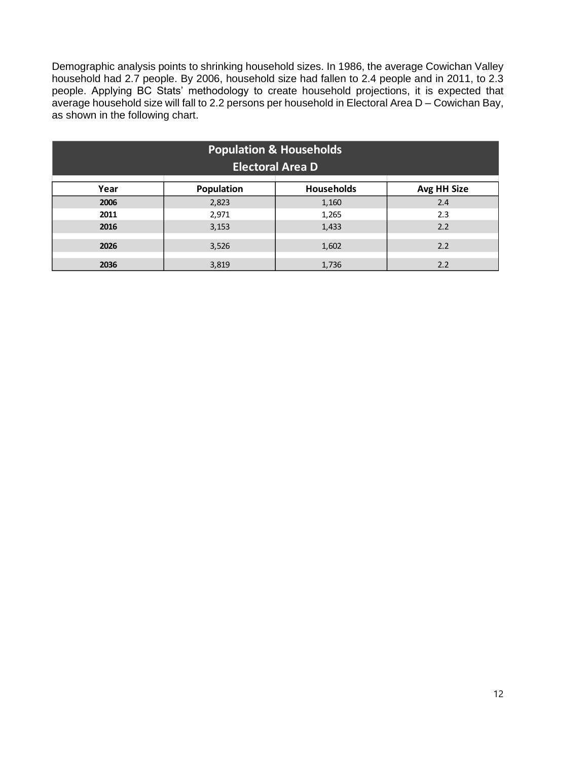Demographic analysis points to shrinking household sizes. In 1986, the average Cowichan Valley household had 2.7 people. By 2006, household size had fallen to 2.4 people and in 2011, to 2.3 people. Applying BC Stats' methodology to create household projections, it is expected that average household size will fall to 2.2 persons per household in Electoral Area D – Cowichan Bay, as shown in the following chart.

**Population & Households**
**Electoral Area D**

| Year | Population | Households | Avg HH Size |
|---|---|---|---|
| **2006** | 2,823 | 1,160 | 2.4 |
| **2011** | 2,971 | 1,265 | 2.3 |
| **2016** | 3,153 | 1,433 | 2.2 |
| **2026** | 3,526 | 1,602 | 2.2 |
| **2036** | 3,819 | 1,736 | 2.2 |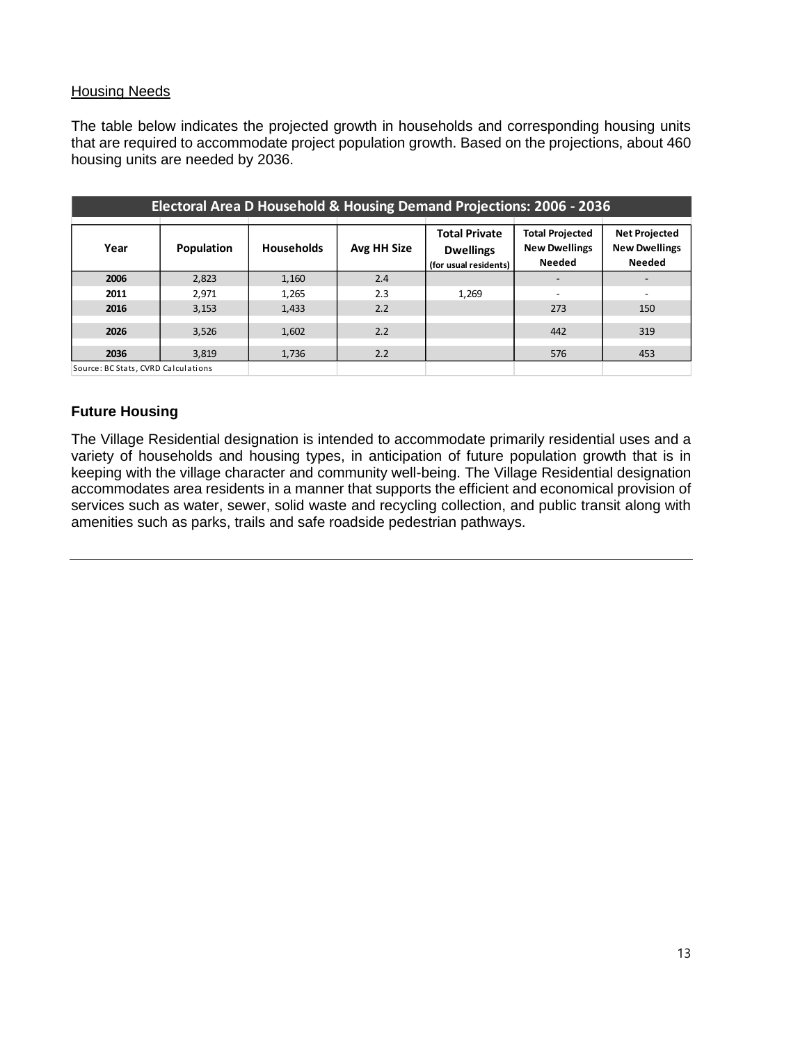<u>Housing Needs</u>

The table below indicates the projected growth in households and corresponding housing units that are required to accommodate project population growth. Based on the projections, about 460 housing units are needed by 2036.

| Electoral Area D Household & Housing Demand Projections: 2006 - 2036 | | | | | | |
|---|---|---|---|---|---|---|
| **Year** | **Population** | **Households** | **Avg HH Size** | **Total Private Dwellings (for usual residents)** | **Total Projected New Dwellings Needed** | **Net Projected New Dwellings Needed** |
| **2006** | 2,823 | 1,160 | 2.4 | | - | - |
| **2011** | 2,971 | 1,265 | 2.3 | 1,269 | - | - |
| **2016** | 3,153 | 1,433 | 2.2 | | 273 | 150 |
| **2026** | 3,526 | 1,602 | 2.2 | | 442 | 319 |
| **2036** | 3,819 | 1,736 | 2.2 | | 576 | 453 |

Source: BC Stats, CVRD Calculations

**Future Housing**

The Village Residential designation is intended to accommodate primarily residential uses and a variety of households and housing types, in anticipation of future population growth that is in keeping with the village character and community well-being. The Village Residential designation accommodates area residents in a manner that supports the efficient and economical provision of services such as water, sewer, solid waste and recycling collection, and public transit along with amenities such as parks, trails and safe roadside pedestrian pathways.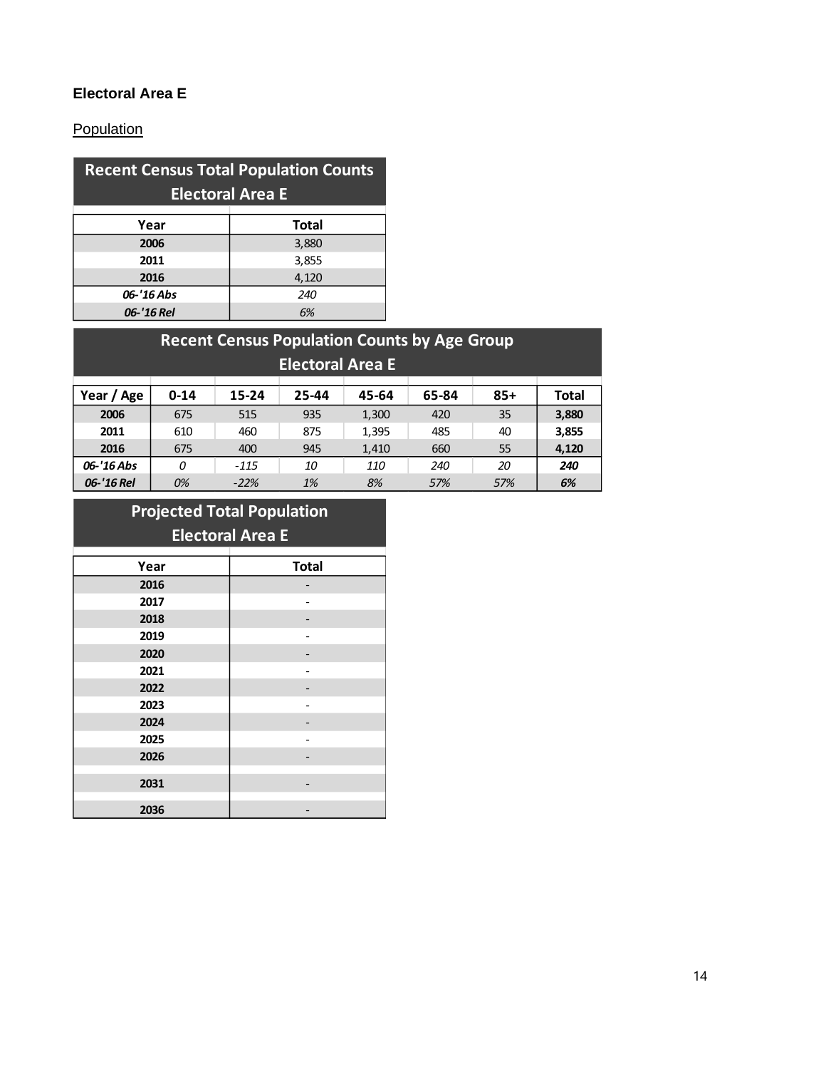## Electoral Area E

Population

**Recent Census Total Population Counts Electoral Area E**

| Year | Total |
|---|---|
| **2006** | 3,880 |
| **2011** | 3,855 |
| **2016** | 4,120 |
| ***06-'16 Abs*** | *240* |
| ***06-'16 Rel*** | *6%* |

**Recent Census Population Counts by Age Group Electoral Area E**

| Year / Age | 0-14 | 15-24 | 25-44 | 45-64 | 65-84 | 85+ | Total |
|---|---|---|---|---|---|---|---|
| **2006** | 675 | 515 | 935 | 1,300 | 420 | 35 | **3,880** |
| **2011** | 610 | 460 | 875 | 1,395 | 485 | 40 | **3,855** |
| **2016** | 675 | 400 | 945 | 1,410 | 660 | 55 | **4,120** |
| ***06-'16 Abs*** | *0* | *-115* | *10* | *110* | *240* | *20* | ***240*** |
| ***06-'16 Rel*** | *0%* | *-22%* | *1%* | *8%* | *57%* | *57%* | ***6%*** |

**Projected Total Population Electoral Area E**

| Year | Total |
|---|---|
| **2016** | - |
| **2017** | - |
| **2018** | - |
| **2019** | - |
| **2020** | - |
| **2021** | - |
| **2022** | - |
| **2023** | - |
| **2024** | - |
| **2025** | - |
| **2026** | - |
| **2031** | - |
| **2036** | - |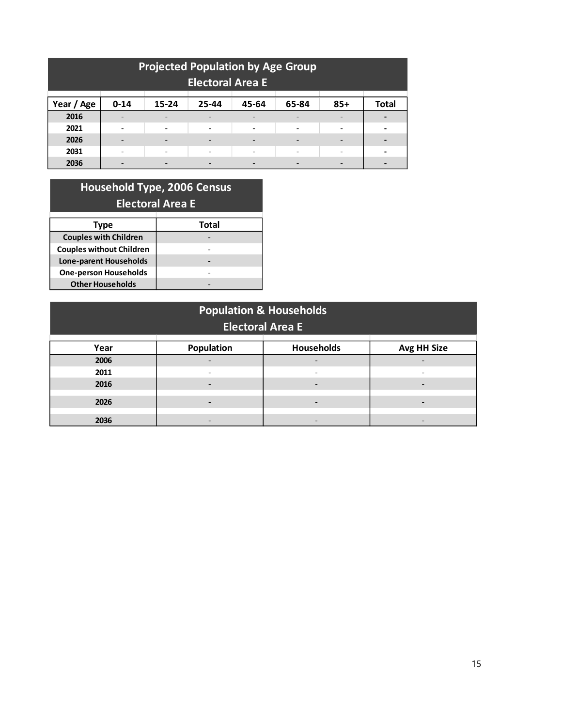## Projected Population by Age Group
### Electoral Area E

| Year / Age | 0-14 | 15-24 | 25-44 | 45-64 | 65-84 | 85+ | Total |
|---|---|---|---|---|---|---|---|
| 2016 | - | - | - | - | - | - | - |
| 2021 | - | - | - | - | - | - | - |
| 2026 | - | - | - | - | - | - | - |
| 2031 | - | - | - | - | - | - | - |
| 2036 | - | - | - | - | - | - | - |

## Household Type, 2006 Census
### Electoral Area E

| Type | Total |
|---|---|
| Couples with Children | - |
| Couples without Children | - |
| Lone-parent Households | - |
| One-person Households | - |
| Other Households | - |

## Population & Households
### Electoral Area E

| Year | Population | Households | Avg HH Size |
|---|---|---|---|
| 2006 | - | - | - |
| 2011 | - | - | - |
| 2016 | - | - | - |
| | | | |
| 2026 | - | - | - |
| | | | |
| 2036 | - | - | - |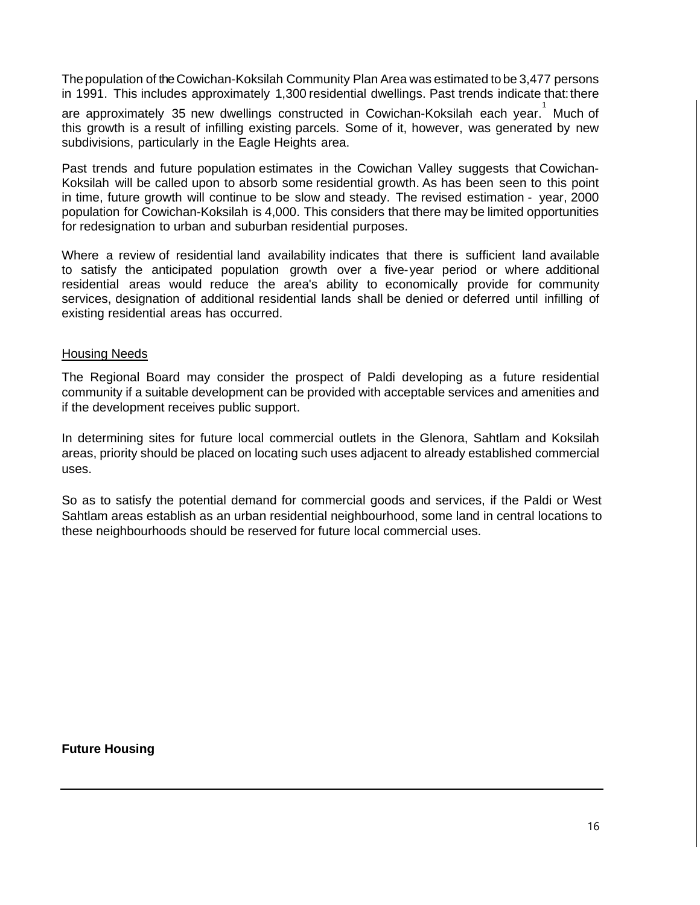The population of the Cowichan-Koksilah Community Plan Area was estimated to be 3,477 persons in 1991. This includes approximately 1,300 residential dwellings. Past trends indicate that: there are approximately 35 new dwellings constructed in Cowichan-Koksilah each year.[1] Much of this growth is a result of infilling existing parcels. Some of it, however, was generated by new subdivisions, particularly in the Eagle Heights area.

Past trends and future population estimates in the Cowichan Valley suggests that Cowichan-Koksilah will be called upon to absorb some residential growth. As has been seen to this point in time, future growth will continue to be slow and steady. The revised estimation - year, 2000 population for Cowichan-Koksilah is 4,000. This considers that there may be limited opportunities for redesignation to urban and suburban residential purposes.

Where a review of residential land availability indicates that there is sufficient land available to satisfy the anticipated population growth over a five-year period or where additional residential areas would reduce the area's ability to economically provide for community services, designation of additional residential lands shall be denied or deferred until infilling of existing residential areas has occurred.

## Housing Needs

The Regional Board may consider the prospect of Paldi developing as a future residential community if a suitable development can be provided with acceptable services and amenities and if the development receives public support.

In determining sites for future local commercial outlets in the Glenora, Sahtlam and Koksilah areas, priority should be placed on locating such uses adjacent to already established commercial uses.

So as to satisfy the potential demand for commercial goods and services, if the Paldi or West Sahtlam areas establish as an urban residential neighbourhood, some land in central locations to these neighbourhoods should be reserved for future local commercial uses.

**Future Housing**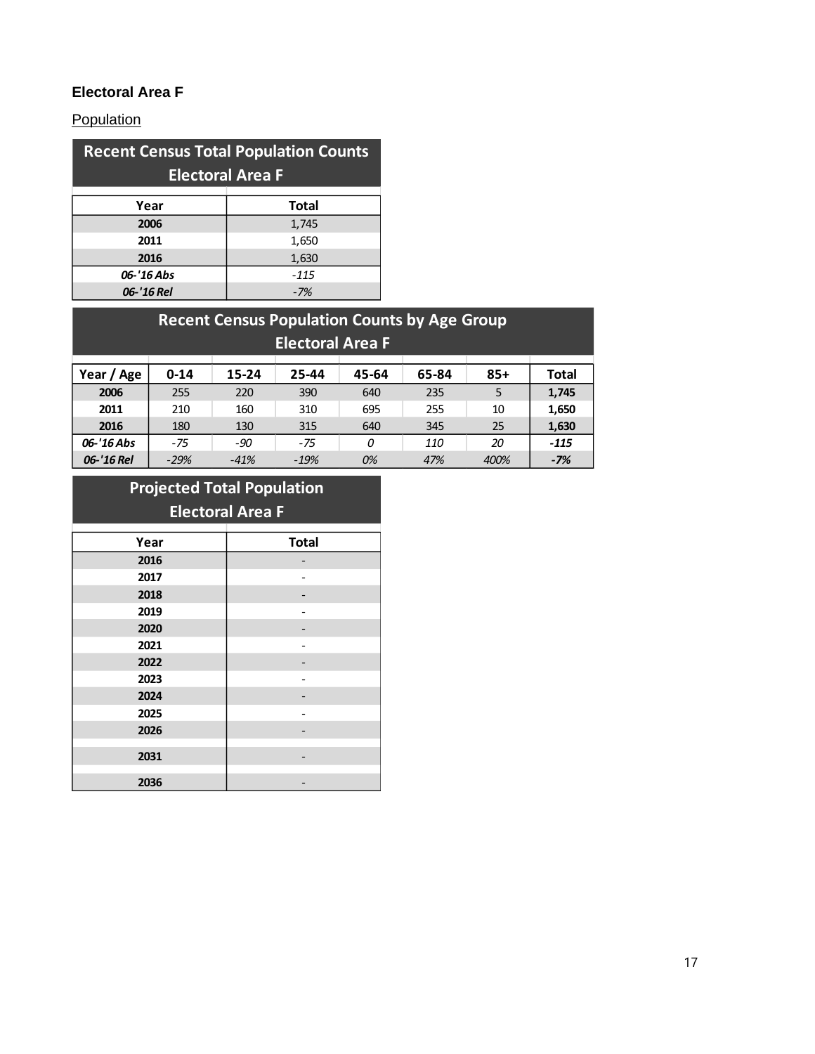### Electoral Area F

Population

| Recent Census Total Population Counts Electoral Area F | |
|---|---|
| **Year** | **Total** |
| **2006** | 1,745 |
| **2011** | 1,650 |
| **2016** | 1,630 |
| ***06-'16 Abs*** | *-115* |
| ***06-'16 Rel*** | *-7%* |

| Recent Census Population Counts by Age Group Electoral Area F | | | | | | | |
|---|---|---|---|---|---|---|---|
| **Year / Age** | **0-14** | **15-24** | **25-44** | **45-64** | **65-84** | **85+** | **Total** |
| **2006** | 255 | 220 | 390 | 640 | 235 | 5 | **1,745** |
| **2011** | 210 | 160 | 310 | 695 | 255 | 10 | **1,650** |
| **2016** | 180 | 130 | 315 | 640 | 345 | 25 | **1,630** |
| ***06-'16 Abs*** | *-75* | *-90* | *-75* | *0* | *110* | *20* | ***-115*** |
| ***06-'16 Rel*** | *-29%* | *-41%* | *-19%* | *0%* | *47%* | *400%* | ***-7%*** |

| Projected Total Population Electoral Area F | |
|---|---|
| **Year** | **Total** |
| **2016** | - |
| **2017** | - |
| **2018** | - |
| **2019** | - |
| **2020** | - |
| **2021** | - |
| **2022** | - |
| **2023** | - |
| **2024** | - |
| **2025** | - |
| **2026** | - |
| **2031** | - |
| **2036** | - |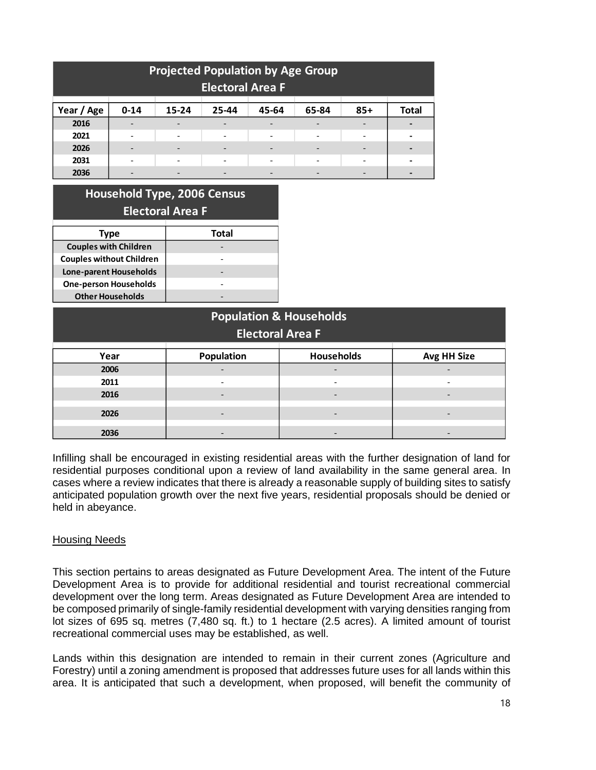| Projected Population by Age Group Electoral Area F | | | | | | | |
|---|---|---|---|---|---|---|---|
| **Year / Age** | **0-14** | **15-24** | **25-44** | **45-64** | **65-84** | **85+** | **Total** |
| **2016** | - | - | - | - | - | - | **-** |
| **2021** | - | - | - | - | - | - | **-** |
| **2026** | - | - | - | - | - | - | **-** |
| **2031** | - | - | - | - | - | - | **-** |
| **2036** | - | - | - | - | - | - | **-** |

| Household Type, 2006 Census Electoral Area F | |
|---|---|
| **Type** | **Total** |
| **Couples with Children** | - |
| **Couples without Children** | - |
| **Lone-parent Households** | - |
| **One-person Households** | - |
| **Other Households** | - |

| Population & Households Electoral Area F | | | |
|---|---|---|---|
| **Year** | **Population** | **Households** | **Avg HH Size** |
| **2006** | - | - | - |
| **2011** | - | - | - |
| **2016** | - | - | - |
| **2026** | - | - | - |
| **2036** | - | - | - |

Infilling shall be encouraged in existing residential areas with the further designation of land for residential purposes conditional upon a review of land availability in the same general area. In cases where a review indicates that there is already a reasonable supply of building sites to satisfy anticipated population growth over the next five years, residential proposals should be denied or held in abeyance.

## Housing Needs

This section pertains to areas designated as Future Development Area. The intent of the Future Development Area is to provide for additional residential and tourist recreational commercial development over the long term. Areas designated as Future Development Area are intended to be composed primarily of single-family residential development with varying densities ranging from lot sizes of 695 sq. metres (7,480 sq. ft.) to 1 hectare (2.5 acres). A limited amount of tourist recreational commercial uses may be established, as well.

Lands within this designation are intended to remain in their current zones (Agriculture and Forestry) until a zoning amendment is proposed that addresses future uses for all lands within this area. It is anticipated that such a development, when proposed, will benefit the community of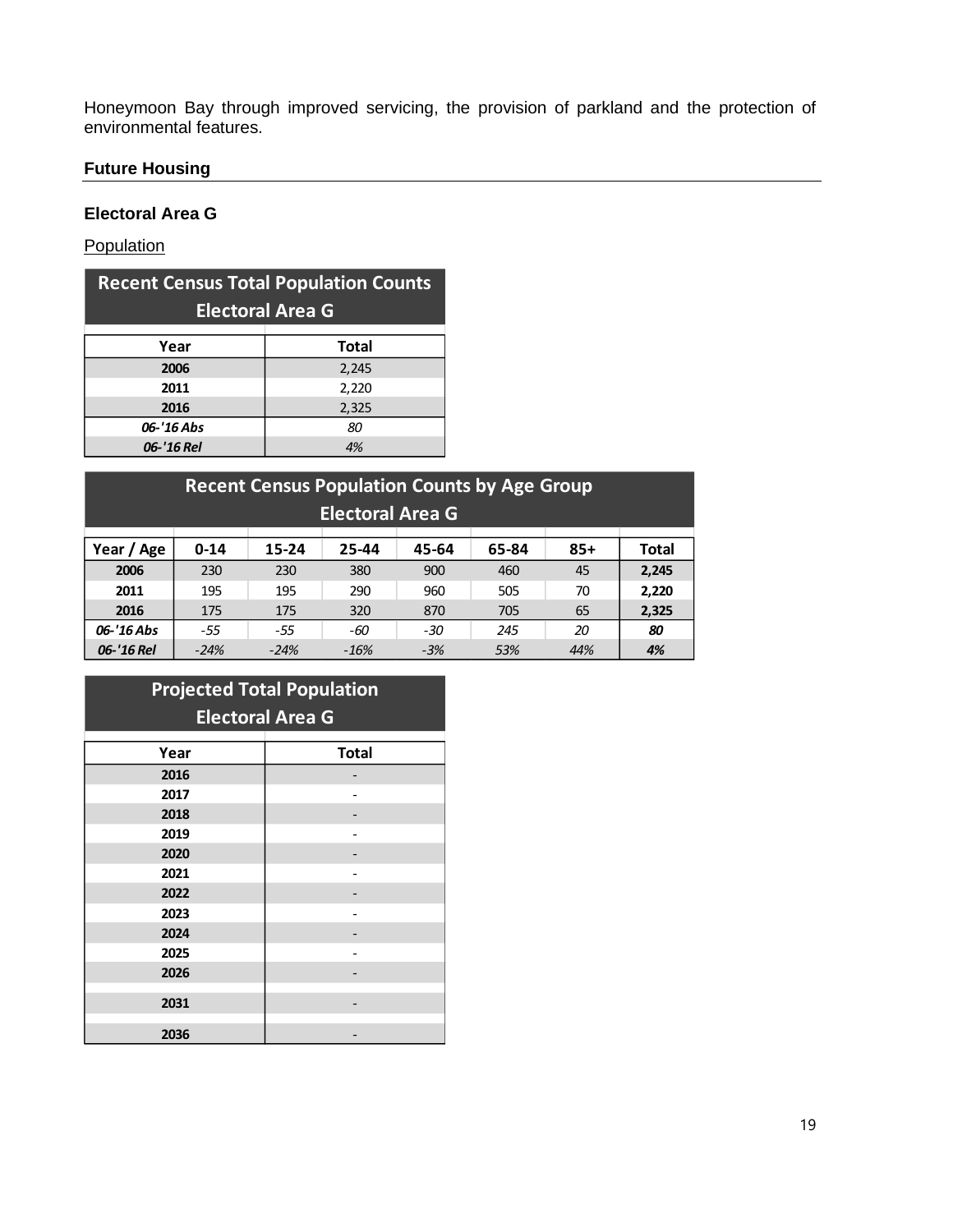Honeymoon Bay through improved servicing, the provision of parkland and the protection of environmental features.

## Future Housing

### Electoral Area G

Population

| Recent Census Total Population Counts Electoral Area G | |
|---|---|
| **Year** | **Total** |
| **2006** | 2,245 |
| **2011** | 2,220 |
| **2016** | 2,325 |
| ***06-'16 Abs*** | *80* |
| ***06-'16 Rel*** | *4%* |

| Recent Census Population Counts by Age Group Electoral Area G | | | | | | | |
|---|---|---|---|---|---|---|---|
| **Year / Age** | **0-14** | **15-24** | **25-44** | **45-64** | **65-84** | **85+** | **Total** |
| **2006** | 230 | 230 | 380 | 900 | 460 | 45 | **2,245** |
| **2011** | 195 | 195 | 290 | 960 | 505 | 70 | **2,220** |
| **2016** | 175 | 175 | 320 | 870 | 705 | 65 | **2,325** |
| ***06-'16 Abs*** | *-55* | *-55* | *-60* | *-30* | *245* | *20* | ***80*** |
| ***06-'16 Rel*** | *-24%* | *-24%* | *-16%* | *-3%* | *53%* | *44%* | ***4%*** |

| Projected Total Population Electoral Area G | |
|---|---|
| **Year** | **Total** |
| **2016** | - |
| **2017** | - |
| **2018** | - |
| **2019** | - |
| **2020** | - |
| **2021** | - |
| **2022** | - |
| **2023** | - |
| **2024** | - |
| **2025** | - |
| **2026** | - |
| **2031** | - |
| **2036** | - |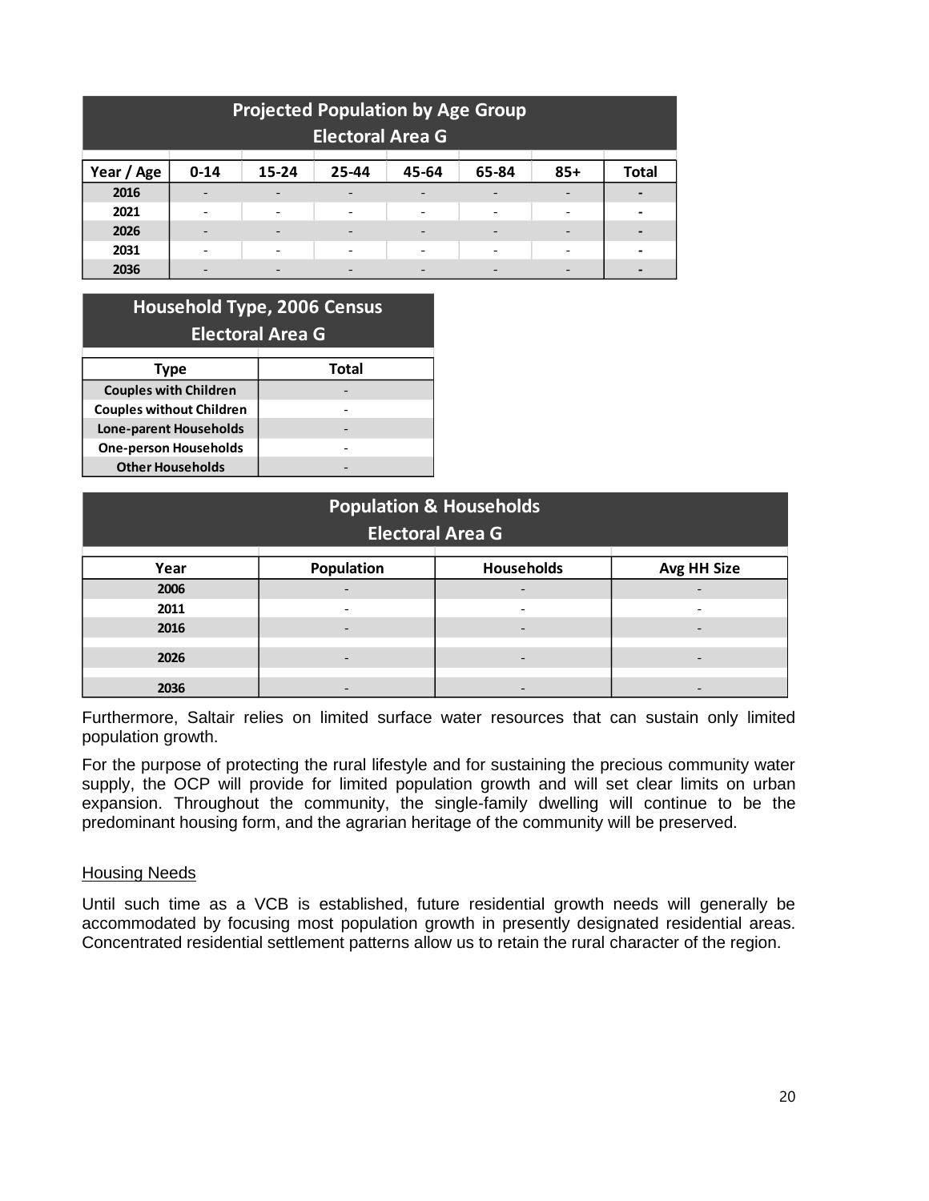| Projected Population by Age Group<br>Electoral Area G | | | | | | | |
|---|---|---|---|---|---|---|---|
| **Year / Age** | **0-14** | **15-24** | **25-44** | **45-64** | **65-84** | **85+** | **Total** |
| **2016** | - | - | - | - | - | - | - |
| **2021** | - | - | - | - | - | - | - |
| **2026** | - | - | - | - | - | - | - |
| **2031** | - | - | - | - | - | - | - |
| **2036** | - | - | - | - | - | - | - |

| Household Type, 2006 Census<br>Electoral Area G | |
|---|---|
| **Type** | **Total** |
| **Couples with Children** | - |
| **Couples without Children** | - |
| **Lone-parent Households** | - |
| **One-person Households** | - |
| **Other Households** | - |

| Population & Households<br>Electoral Area G | | | |
|---|---|---|---|
| **Year** | **Population** | **Households** | **Avg HH Size** |
| **2006** | - | - | - |
| **2011** | - | - | - |
| **2016** | - | - | - |
| | | | |
| **2026** | - | - | - |
| | | | |
| **2036** | - | - | - |

Furthermore, Saltair relies on limited surface water resources that can sustain only limited population growth.

For the purpose of protecting the rural lifestyle and for sustaining the precious community water supply, the OCP will provide for limited population growth and will set clear limits on urban expansion. Throughout the community, the single-family dwelling will continue to be the predominant housing form, and the agrarian heritage of the community will be preserved.

<u>Housing Needs</u>

Until such time as a VCB is established, future residential growth needs will generally be accommodated by focusing most population growth in presently designated residential areas. Concentrated residential settlement patterns allow us to retain the rural character of the region.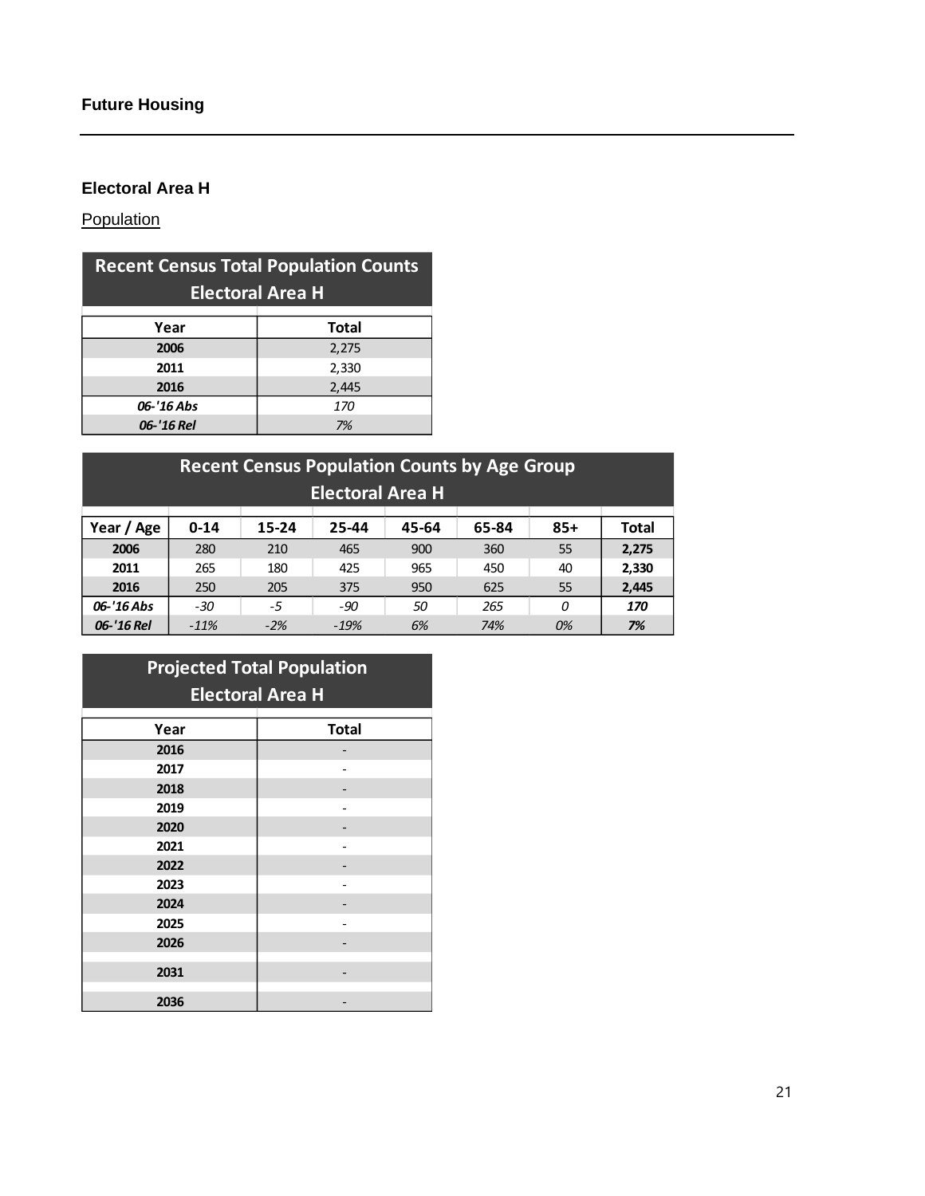## Future Housing

### Electoral Area H

Population

| Recent Census Total Population Counts Electoral Area H | |
|---|---|
| **Year** | **Total** |
| **2006** | 2,275 |
| **2011** | 2,330 |
| **2016** | 2,445 |
| ***06-'16 Abs*** | *170* |
| ***06-'16 Rel*** | *7%* |

| Recent Census Population Counts by Age Group Electoral Area H | | | | | | | |
|---|---|---|---|---|---|---|---|
| **Year / Age** | **0-14** | **15-24** | **25-44** | **45-64** | **65-84** | **85+** | **Total** |
| **2006** | 280 | 210 | 465 | 900 | 360 | 55 | **2,275** |
| **2011** | 265 | 180 | 425 | 965 | 450 | 40 | **2,330** |
| **2016** | 250 | 205 | 375 | 950 | 625 | 55 | **2,445** |
| ***06-'16 Abs*** | *-30* | *-5* | *-90* | *50* | *265* | *0* | ***170*** |
| ***06-'16 Rel*** | *-11%* | *-2%* | *-19%* | *6%* | *74%* | *0%* | ***7%*** |

| Projected Total Population Electoral Area H | |
|---|---|
| **Year** | **Total** |
| **2016** | - |
| **2017** | - |
| **2018** | - |
| **2019** | - |
| **2020** | - |
| **2021** | - |
| **2022** | - |
| **2023** | - |
| **2024** | - |
| **2025** | - |
| **2026** | - |
| **2031** | - |
| **2036** | - |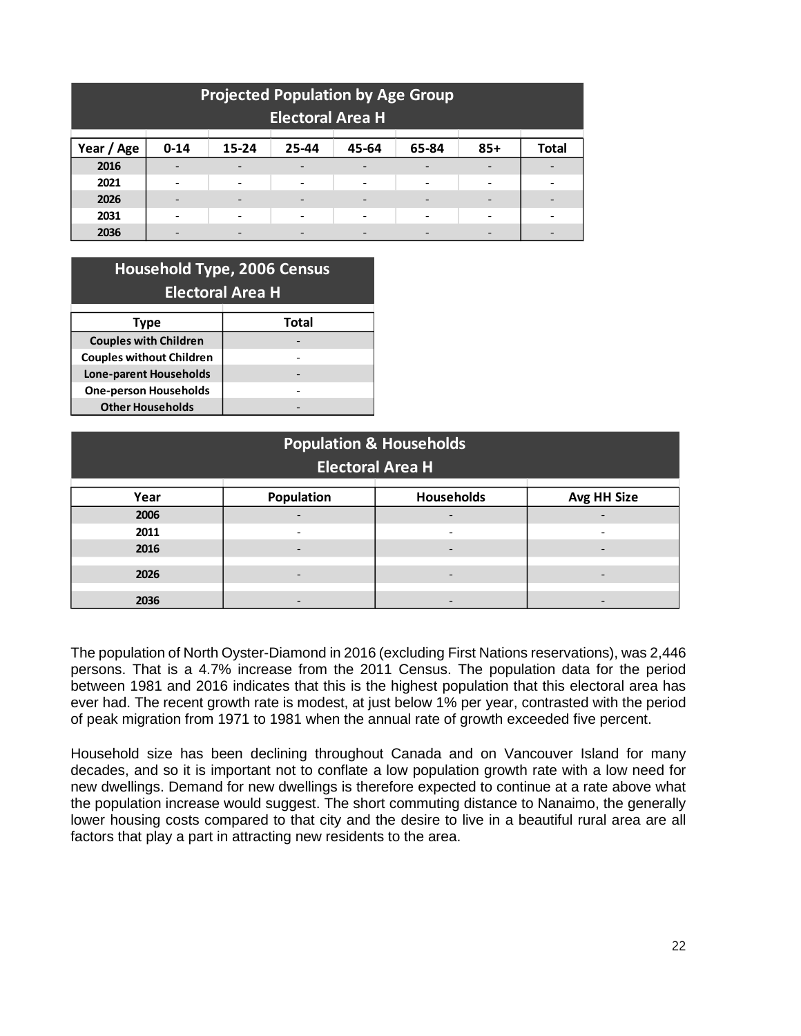| Projected Population by Age Group Electoral Area H | | | | | | | |
|---|---|---|---|---|---|---|---|
| Year / Age | 0-14 | 15-24 | 25-44 | 45-64 | 65-84 | 85+ | Total |
| 2016 | - | - | - | - | - | - | - |
| 2021 | - | - | - | - | - | - | - |
| 2026 | - | - | - | - | - | - | - |
| 2031 | - | - | - | - | - | - | - |
| 2036 | - | - | - | - | - | - | - |

| Household Type, 2006 Census Electoral Area H | |
|---|---|
| Type | Total |
| Couples with Children | - |
| Couples without Children | - |
| Lone-parent Households | - |
| One-person Households | - |
| Other Households | - |

| Population & Households Electoral Area H | | | |
|---|---|---|---|
| Year | Population | Households | Avg HH Size |
| 2006 | - | - | - |
| 2011 | - | - | - |
| 2016 | - | - | - |
| 2026 | - | - | - |
| 2036 | - | - | - |

The population of North Oyster-Diamond in 2016 (excluding First Nations reservations), was 2,446 persons. That is a 4.7% increase from the 2011 Census. The population data for the period between 1981 and 2016 indicates that this is the highest population that this electoral area has ever had. The recent growth rate is modest, at just below 1% per year, contrasted with the period of peak migration from 1971 to 1981 when the annual rate of growth exceeded five percent.

Household size has been declining throughout Canada and on Vancouver Island for many decades, and so it is important not to conflate a low population growth rate with a low need for new dwellings. Demand for new dwellings is therefore expected to continue at a rate above what the population increase would suggest. The short commuting distance to Nanaimo, the generally lower housing costs compared to that city and the desire to live in a beautiful rural area are all factors that play a part in attracting new residents to the area.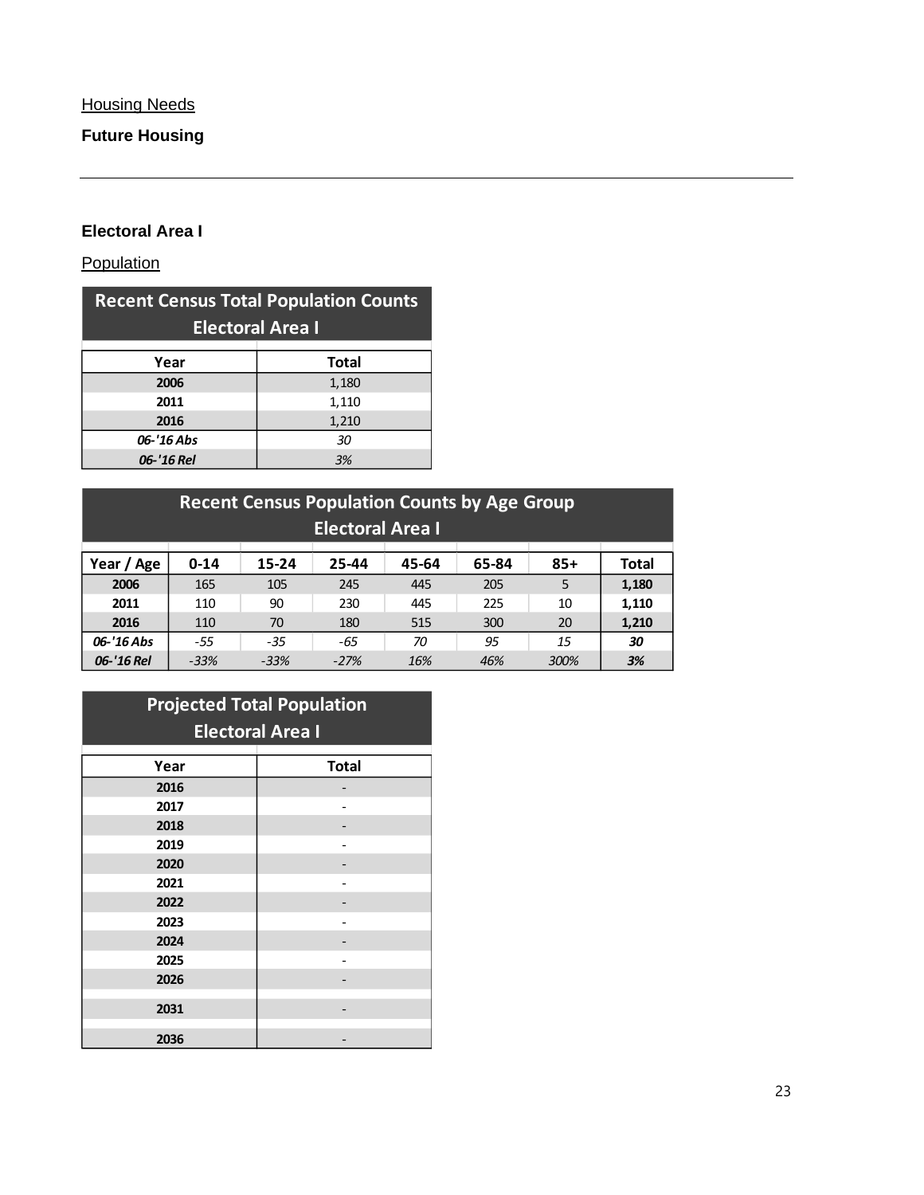Housing Needs

**Future Housing**

---

## Electoral Area I

Population

| Recent Census Total Population Counts Electoral Area I | |
|---|---|
| **Year** | **Total** |
| **2006** | 1,180 |
| **2011** | 1,110 |
| **2016** | 1,210 |
| ***06-'16 Abs*** | *30* |
| ***06-'16 Rel*** | *3%* |

| Recent Census Population Counts by Age Group Electoral Area I | | | | | | | |
|---|---|---|---|---|---|---|---|
| **Year / Age** | **0-14** | **15-24** | **25-44** | **45-64** | **65-84** | **85+** | **Total** |
| **2006** | 165 | 105 | 245 | 445 | 205 | 5 | **1,180** |
| **2011** | 110 | 90 | 230 | 445 | 225 | 10 | **1,110** |
| **2016** | 110 | 70 | 180 | 515 | 300 | 20 | **1,210** |
| ***06-'16 Abs*** | *-55* | *-35* | *-65* | *70* | *95* | *15* | ***30*** |
| ***06-'16 Rel*** | *-33%* | *-33%* | *-27%* | *16%* | *46%* | *300%* | ***3%*** |

| Projected Total Population Electoral Area I | |
|---|---|
| **Year** | **Total** |
| **2016** | - |
| **2017** | - |
| **2018** | - |
| **2019** | - |
| **2020** | - |
| **2021** | - |
| **2022** | - |
| **2023** | - |
| **2024** | - |
| **2025** | - |
| **2026** | - |
| **2031** | - |
| **2036** | - |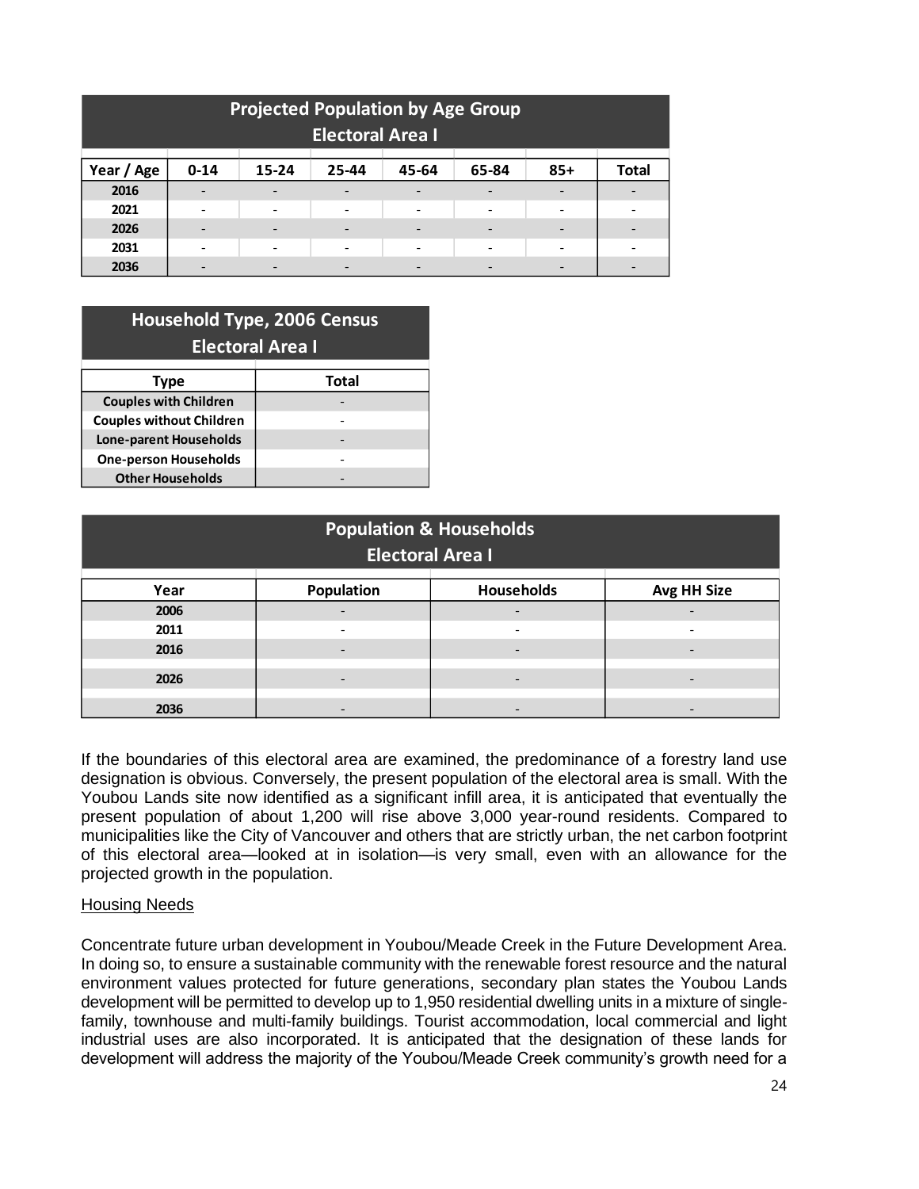| Projected Population by Age Group Electoral Area I | | | | | | | |
|---|---|---|---|---|---|---|---|
| Year / Age | 0-14 | 15-24 | 25-44 | 45-64 | 65-84 | 85+ | Total |
| 2016 | - | - | - | - | - | - | - |
| 2021 | - | - | - | - | - | - | - |
| 2026 | - | - | - | - | - | - | - |
| 2031 | - | - | - | - | - | - | - |
| 2036 | - | - | - | - | - | - | - |

| Household Type, 2006 Census Electoral Area I | |
|---|---|
| Type | Total |
| Couples with Children | - |
| Couples without Children | - |
| Lone-parent Households | - |
| One-person Households | - |
| Other Households | - |

| Population & Households Electoral Area I | | | |
|---|---|---|---|
| Year | Population | Households | Avg HH Size |
| 2006 | - | - | - |
| 2011 | - | - | - |
| 2016 | - | - | - |
| 2026 | - | - | - |
| 2036 | - | - | - |

If the boundaries of this electoral area are examined, the predominance of a forestry land use designation is obvious. Conversely, the present population of the electoral area is small. With the Youbou Lands site now identified as a significant infill area, it is anticipated that eventually the present population of about 1,200 will rise above 3,000 year-round residents. Compared to municipalities like the City of Vancouver and others that are strictly urban, the net carbon footprint of this electoral area—looked at in isolation—is very small, even with an allowance for the projected growth in the population.

Housing Needs

Concentrate future urban development in Youbou/Meade Creek in the Future Development Area. In doing so, to ensure a sustainable community with the renewable forest resource and the natural environment values protected for future generations, secondary plan states the Youbou Lands development will be permitted to develop up to 1,950 residential dwelling units in a mixture of single-family, townhouse and multi-family buildings. Tourist accommodation, local commercial and light industrial uses are also incorporated. It is anticipated that the designation of these lands for development will address the majority of the Youbou/Meade Creek community's growth need for a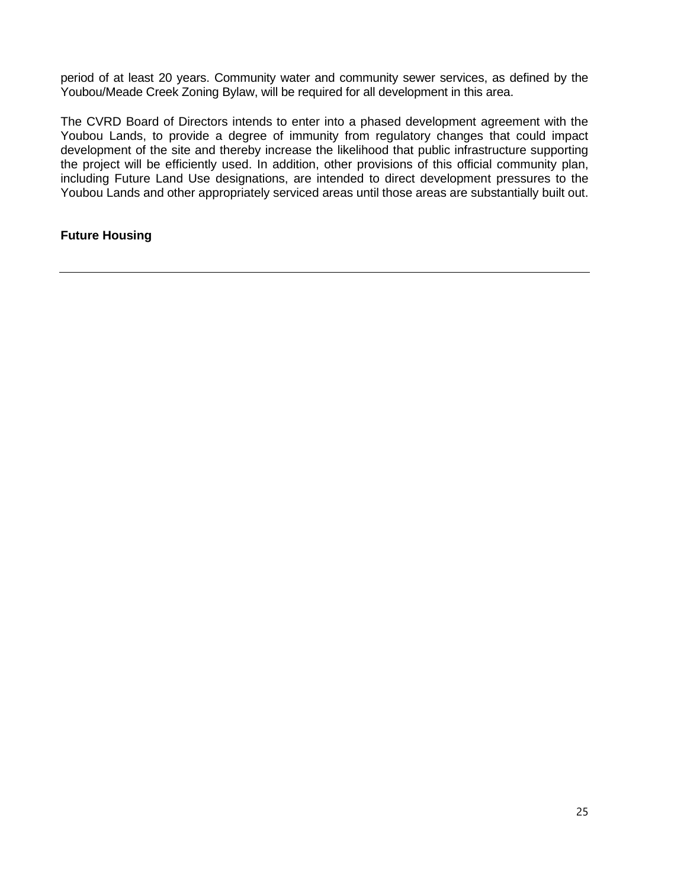period of at least 20 years. Community water and community sewer services, as defined by the Youbou/Meade Creek Zoning Bylaw, will be required for all development in this area.

The CVRD Board of Directors intends to enter into a phased development agreement with the Youbou Lands, to provide a degree of immunity from regulatory changes that could impact development of the site and thereby increase the likelihood that public infrastructure supporting the project will be efficiently used. In addition, other provisions of this official community plan, including Future Land Use designations, are intended to direct development pressures to the Youbou Lands and other appropriately serviced areas until those areas are substantially built out.

**Future Housing**

---